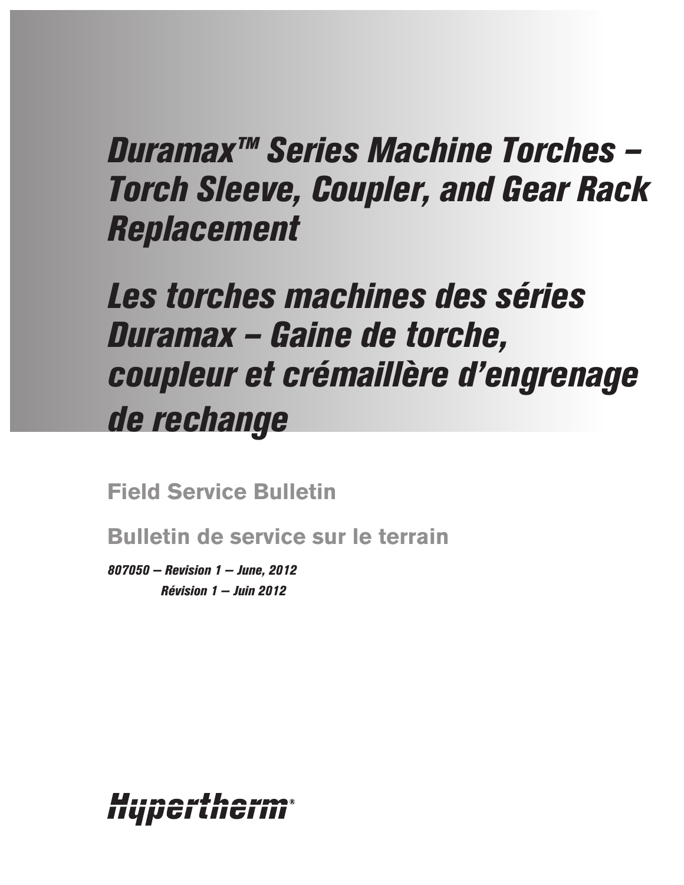# *Duramax™ Series Machine Torches – Torch Sleeve, Coupler, and Gear Rack Replacement*

# *Les torches machines des séries Duramax – Gaine de torche, coupleur et crémaillère d'engrenage de rechange*

## Field Service Bulletin

## Bulletin de service sur le terrain

***807050 – Revision 1 – June, 2012***
***Révision 1 – Juin 2012***

Hypertherm®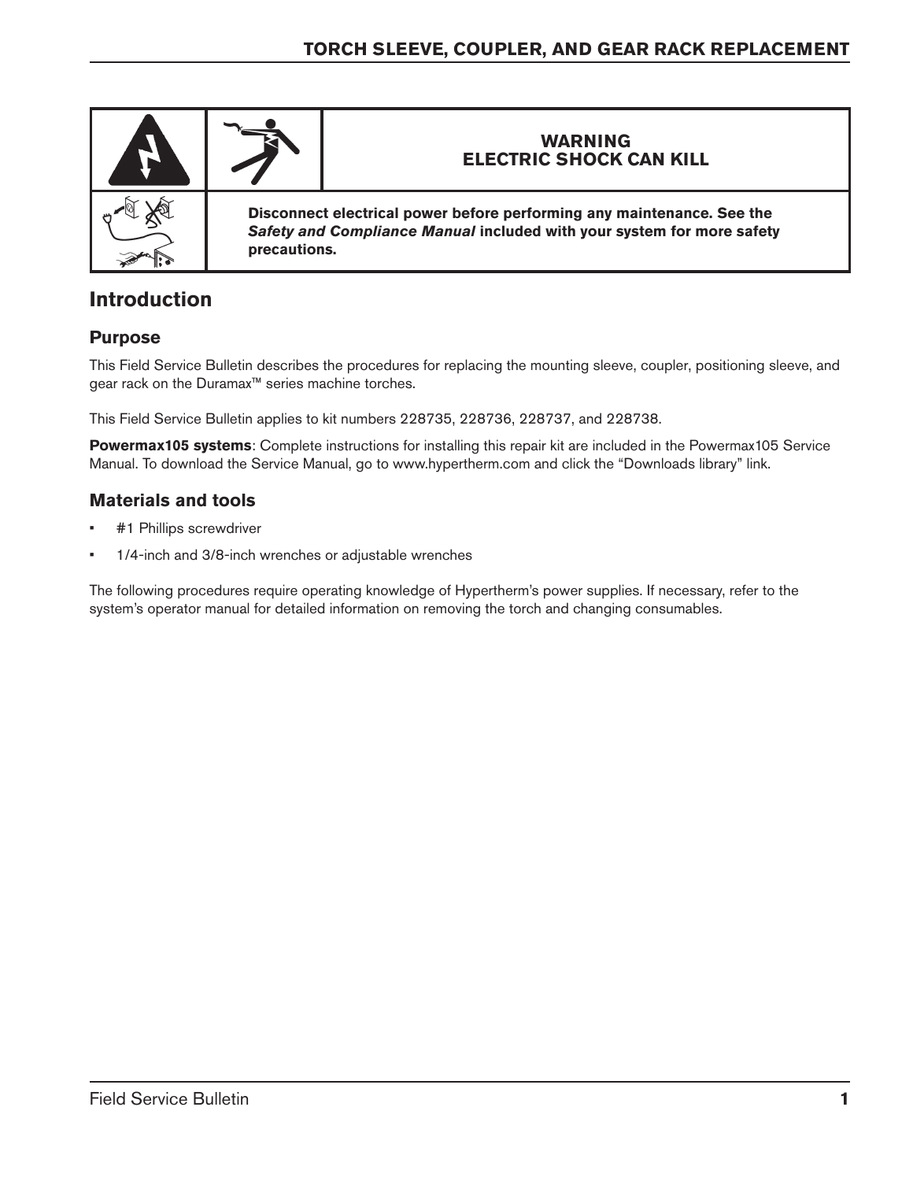**WARNING**
**ELECTRIC SHOCK CAN KILL**

**Disconnect electrical power before performing any maintenance. See the *Safety and Compliance Manual* included with your system for more safety precautions.**

# Introduction

## Purpose

This Field Service Bulletin describes the procedures for replacing the mounting sleeve, coupler, positioning sleeve, and gear rack on the Duramax™ series machine torches.

This Field Service Bulletin applies to kit numbers 228735, 228736, 228737, and 228738.

**Powermax105 systems**: Complete instructions for installing this repair kit are included in the Powermax105 Service Manual. To download the Service Manual, go to www.hypertherm.com and click the “Downloads library” link.

## Materials and tools

- #1 Phillips screwdriver
- 1/4-inch and 3/8-inch wrenches or adjustable wrenches

The following procedures require operating knowledge of Hypertherm’s power supplies. If necessary, refer to the system’s operator manual for detailed information on removing the torch and changing consumables.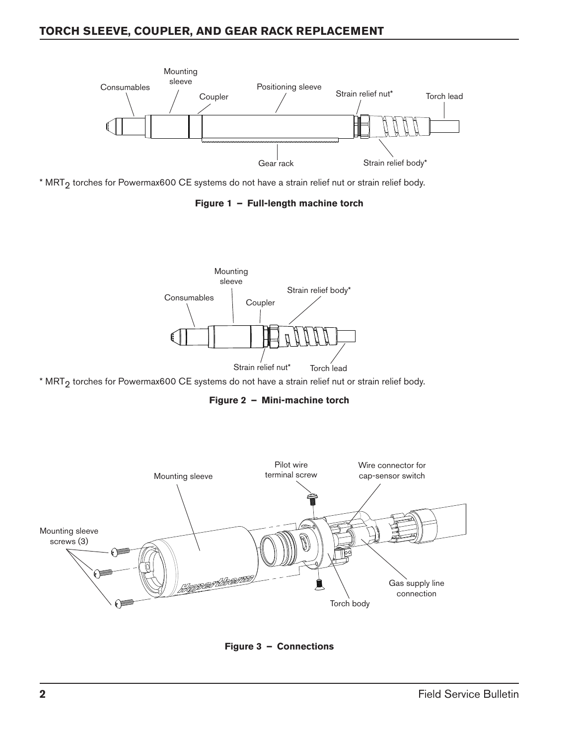## TORCH SLEEVE, COUPLER, AND GEAR RACK REPLACEMENT

Consumables

Mounting sleeve

Coupler

Positioning sleeve

Strain relief nut*

Torch lead

Gear rack

Strain relief body*

* $MRT_2$ torches for Powermax600 CE systems do not have a strain relief nut or strain relief body.

**Figure 1 – Full-length machine torch**

Mounting sleeve

Consumables

Coupler

Strain relief body*

Strain relief nut*

Torch lead

* $MRT_2$ torches for Powermax600 CE systems do not have a strain relief nut or strain relief body.

**Figure 2 – Mini-machine torch**

Mounting sleeve

Pilot wire terminal screw

Wire connector for cap-sensor switch

Mounting sleeve screws (3)

Gas supply line connection

Torch body

**Figure 3 – Connections**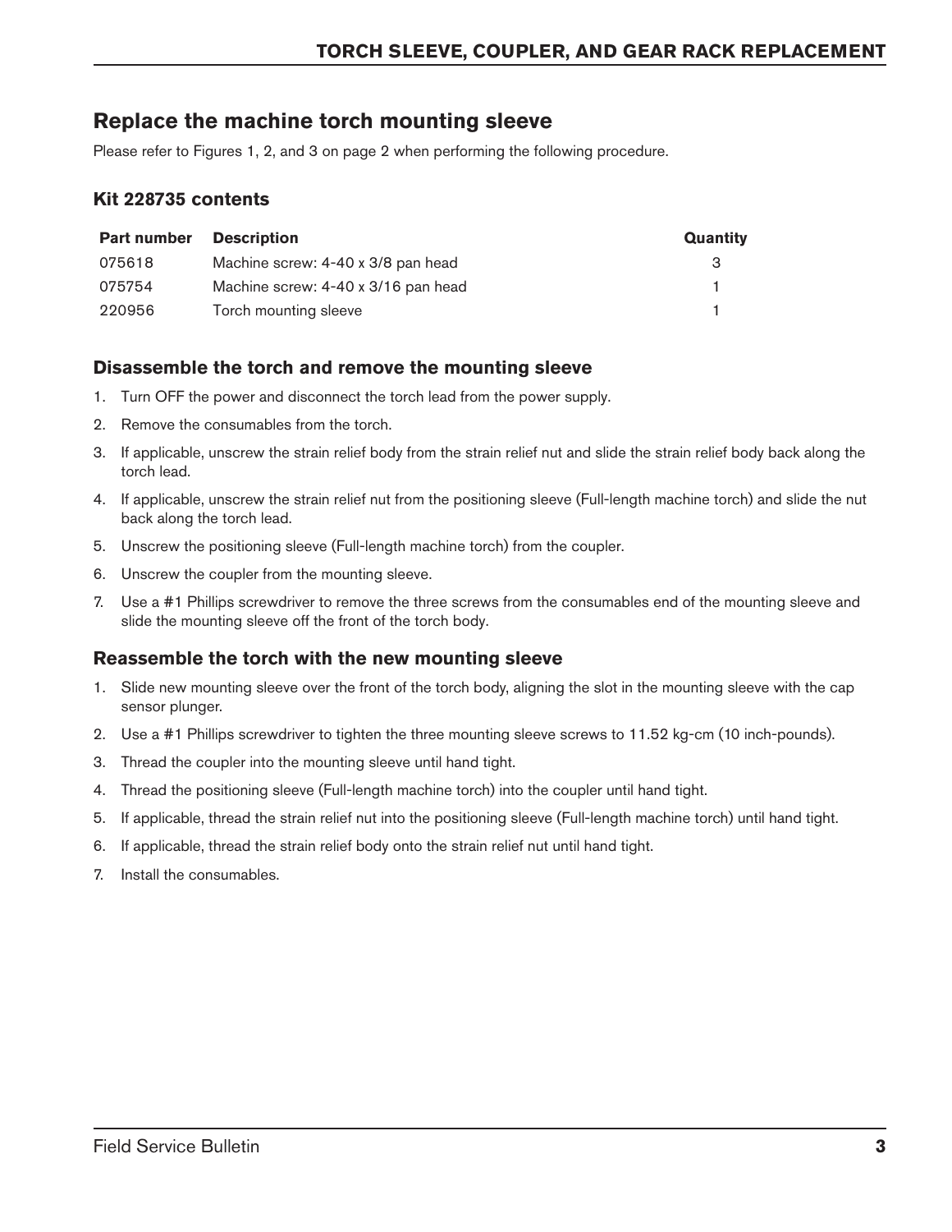## Replace the machine torch mounting sleeve

Please refer to Figures 1, 2, and 3 on page 2 when performing the following procedure.

### Kit 228735 contents

| Part number | Description | Quantity |
|---|---|---|
| 075618 | Machine screw: 4-40 x 3/8 pan head | 3 |
| 075754 | Machine screw: 4-40 x 3/16 pan head | 1 |
| 220956 | Torch mounting sleeve | 1 |

### Disassemble the torch and remove the mounting sleeve

1. Turn OFF the power and disconnect the torch lead from the power supply.
2. Remove the consumables from the torch.
3. If applicable, unscrew the strain relief body from the strain relief nut and slide the strain relief body back along the torch lead.
4. If applicable, unscrew the strain relief nut from the positioning sleeve (Full-length machine torch) and slide the nut back along the torch lead.
5. Unscrew the positioning sleeve (Full-length machine torch) from the coupler.
6. Unscrew the coupler from the mounting sleeve.
7. Use a #1 Phillips screwdriver to remove the three screws from the consumables end of the mounting sleeve and slide the mounting sleeve off the front of the torch body.

### Reassemble the torch with the new mounting sleeve

1. Slide new mounting sleeve over the front of the torch body, aligning the slot in the mounting sleeve with the cap sensor plunger.
2. Use a #1 Phillips screwdriver to tighten the three mounting sleeve screws to 11.52 kg-cm (10 inch-pounds).
3. Thread the coupler into the mounting sleeve until hand tight.
4. Thread the positioning sleeve (Full-length machine torch) into the coupler until hand tight.
5. If applicable, thread the strain relief nut into the positioning sleeve (Full-length machine torch) until hand tight.
6. If applicable, thread the strain relief body onto the strain relief nut until hand tight.
7. Install the consumables.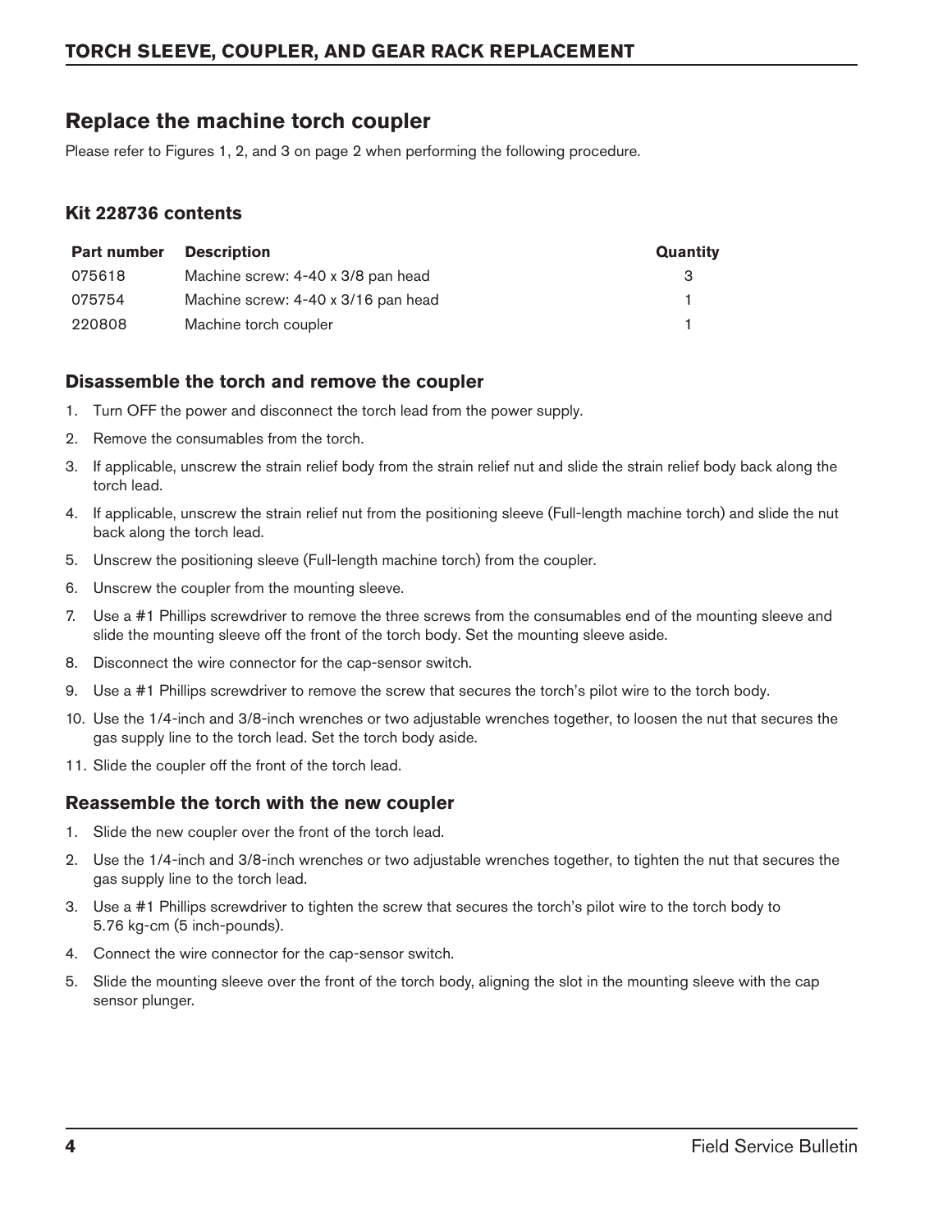## Replace the machine torch coupler

Please refer to Figures 1, 2, and 3 on page 2 when performing the following procedure.

### Kit 228736 contents

| Part number | Description | Quantity |
|---|---|---|
| 075618 | Machine screw: 4-40 x 3/8 pan head | 3 |
| 075754 | Machine screw: 4-40 x 3/16 pan head | 1 |
| 220808 | Machine torch coupler | 1 |

### Disassemble the torch and remove the coupler

1. Turn OFF the power and disconnect the torch lead from the power supply.
2. Remove the consumables from the torch.
3. If applicable, unscrew the strain relief body from the strain relief nut and slide the strain relief body back along the torch lead.
4. If applicable, unscrew the strain relief nut from the positioning sleeve (Full-length machine torch) and slide the nut back along the torch lead.
5. Unscrew the positioning sleeve (Full-length machine torch) from the coupler.
6. Unscrew the coupler from the mounting sleeve.
7. Use a #1 Phillips screwdriver to remove the three screws from the consumables end of the mounting sleeve and slide the mounting sleeve off the front of the torch body. Set the mounting sleeve aside.
8. Disconnect the wire connector for the cap-sensor switch.
9. Use a #1 Phillips screwdriver to remove the screw that secures the torch's pilot wire to the torch body.
10. Use the 1/4-inch and 3/8-inch wrenches or two adjustable wrenches together, to loosen the nut that secures the gas supply line to the torch lead. Set the torch body aside.
11. Slide the coupler off the front of the torch lead.

### Reassemble the torch with the new coupler

1. Slide the new coupler over the front of the torch lead.
2. Use the 1/4-inch and 3/8-inch wrenches or two adjustable wrenches together, to tighten the nut that secures the gas supply line to the torch lead.
3. Use a #1 Phillips screwdriver to tighten the screw that secures the torch's pilot wire to the torch body to 5.76 kg-cm (5 inch-pounds).
4. Connect the wire connector for the cap-sensor switch.
5. Slide the mounting sleeve over the front of the torch body, aligning the slot in the mounting sleeve with the cap sensor plunger.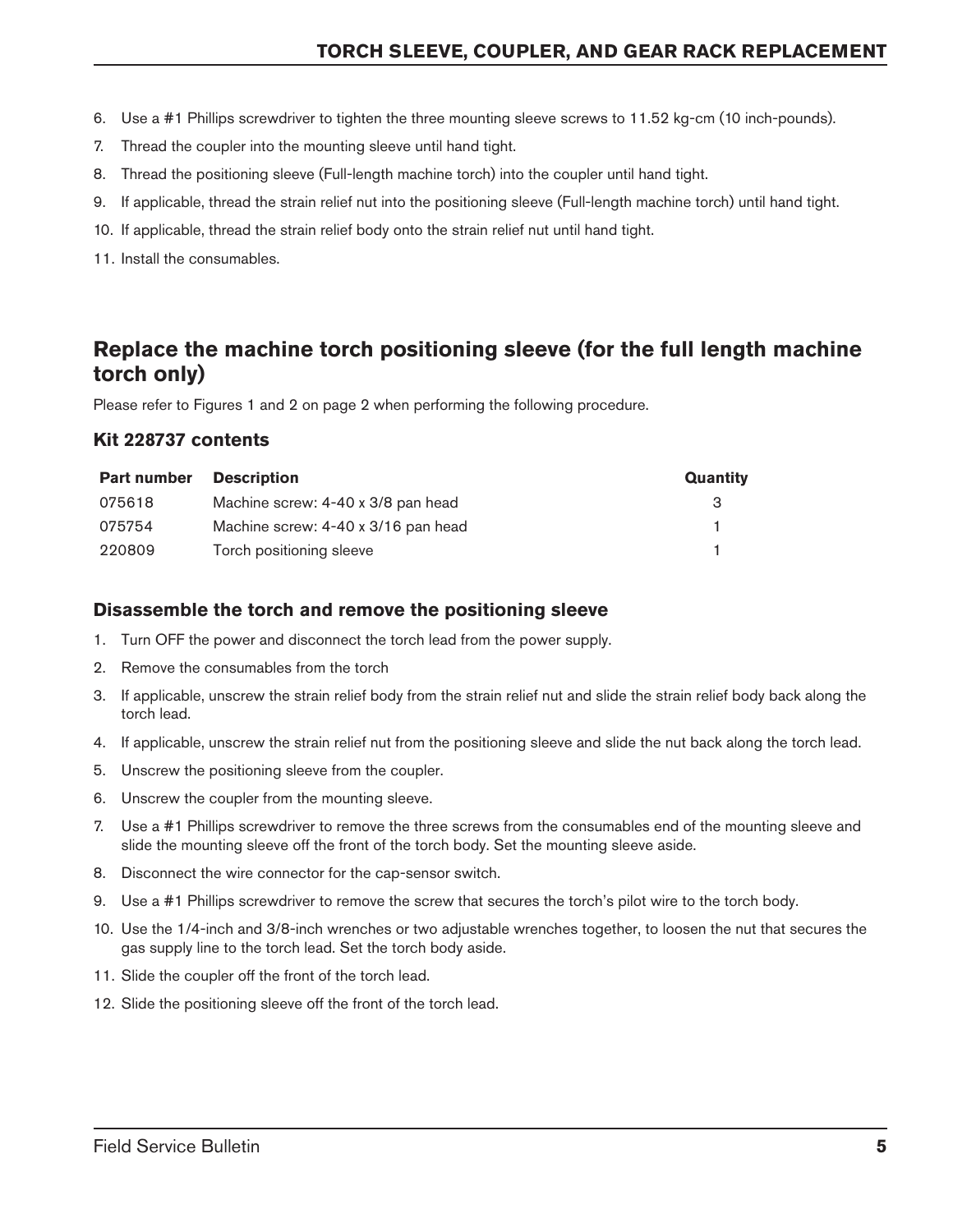6. Use a #1 Phillips screwdriver to tighten the three mounting sleeve screws to 11.52 kg-cm (10 inch-pounds).
7. Thread the coupler into the mounting sleeve until hand tight.
8. Thread the positioning sleeve (Full-length machine torch) into the coupler until hand tight.
9. If applicable, thread the strain relief nut into the positioning sleeve (Full-length machine torch) until hand tight.
10. If applicable, thread the strain relief body onto the strain relief nut until hand tight.
11. Install the consumables.

## Replace the machine torch positioning sleeve (for the full length machine torch only)

Please refer to Figures 1 and 2 on page 2 when performing the following procedure.

### Kit 228737 contents

| Part number | Description | Quantity |
|---|---|---|
| 075618 | Machine screw: 4-40 x 3/8 pan head | 3 |
| 075754 | Machine screw: 4-40 x 3/16 pan head | 1 |
| 220809 | Torch positioning sleeve | 1 |

### Disassemble the torch and remove the positioning sleeve

1. Turn OFF the power and disconnect the torch lead from the power supply.
2. Remove the consumables from the torch
3. If applicable, unscrew the strain relief body from the strain relief nut and slide the strain relief body back along the torch lead.
4. If applicable, unscrew the strain relief nut from the positioning sleeve and slide the nut back along the torch lead.
5. Unscrew the positioning sleeve from the coupler.
6. Unscrew the coupler from the mounting sleeve.
7. Use a #1 Phillips screwdriver to remove the three screws from the consumables end of the mounting sleeve and slide the mounting sleeve off the front of the torch body. Set the mounting sleeve aside.
8. Disconnect the wire connector for the cap-sensor switch.
9. Use a #1 Phillips screwdriver to remove the screw that secures the torch's pilot wire to the torch body.
10. Use the 1/4-inch and 3/8-inch wrenches or two adjustable wrenches together, to loosen the nut that secures the gas supply line to the torch lead. Set the torch body aside.
11. Slide the coupler off the front of the torch lead.
12. Slide the positioning sleeve off the front of the torch lead.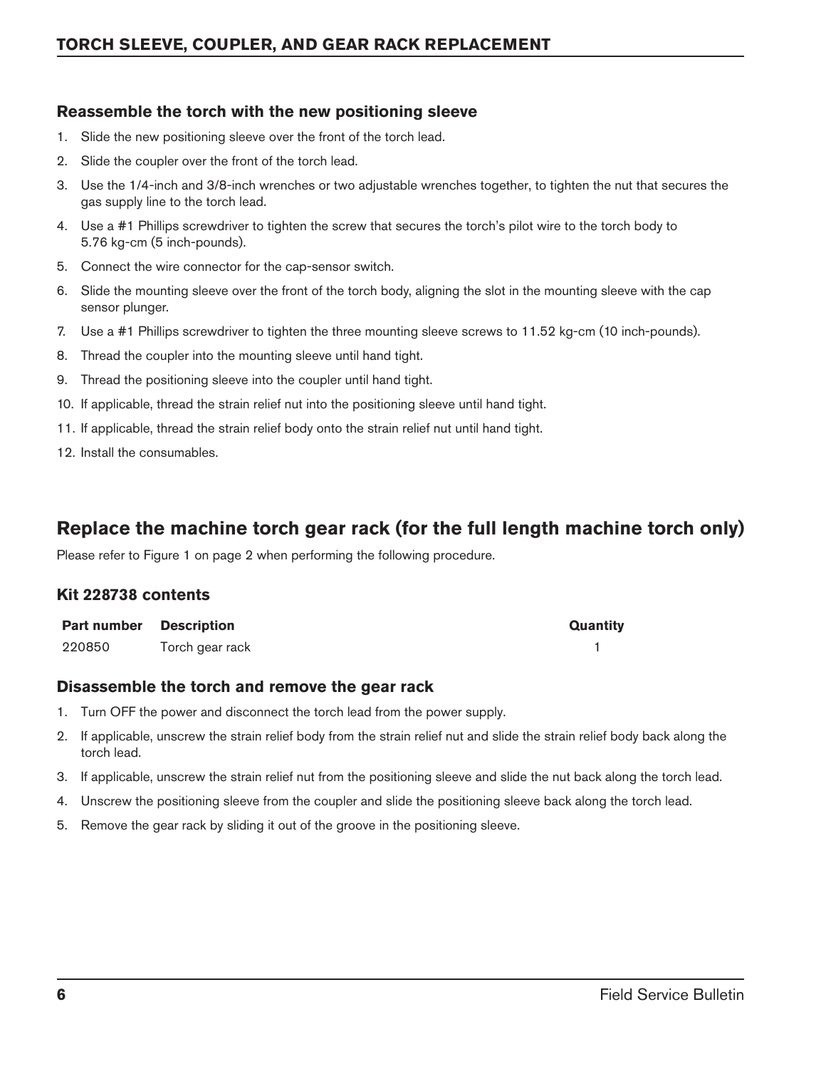## Reassemble the torch with the new positioning sleeve

1. Slide the new positioning sleeve over the front of the torch lead.
2. Slide the coupler over the front of the torch lead.
3. Use the 1/4-inch and 3/8-inch wrenches or two adjustable wrenches together, to tighten the nut that secures the gas supply line to the torch lead.
4. Use a #1 Phillips screwdriver to tighten the screw that secures the torch's pilot wire to the torch body to 5.76 kg-cm (5 inch-pounds).
5. Connect the wire connector for the cap-sensor switch.
6. Slide the mounting sleeve over the front of the torch body, aligning the slot in the mounting sleeve with the cap sensor plunger.
7. Use a #1 Phillips screwdriver to tighten the three mounting sleeve screws to 11.52 kg-cm (10 inch-pounds).
8. Thread the coupler into the mounting sleeve until hand tight.
9. Thread the positioning sleeve into the coupler until hand tight.
10. If applicable, thread the strain relief nut into the positioning sleeve until hand tight.
11. If applicable, thread the strain relief body onto the strain relief nut until hand tight.
12. Install the consumables.

# Replace the machine torch gear rack (for the full length machine torch only)

Please refer to Figure 1 on page 2 when performing the following procedure.

## Kit 228738 contents

| Part number | Description | Quantity |
|---|---|---|
| 220850 | Torch gear rack | 1 |

## Disassemble the torch and remove the gear rack

1. Turn OFF the power and disconnect the torch lead from the power supply.
2. If applicable, unscrew the strain relief body from the strain relief nut and slide the strain relief body back along the torch lead.
3. If applicable, unscrew the strain relief nut from the positioning sleeve and slide the nut back along the torch lead.
4. Unscrew the positioning sleeve from the coupler and slide the positioning sleeve back along the torch lead.
5. Remove the gear rack by sliding it out of the groove in the positioning sleeve.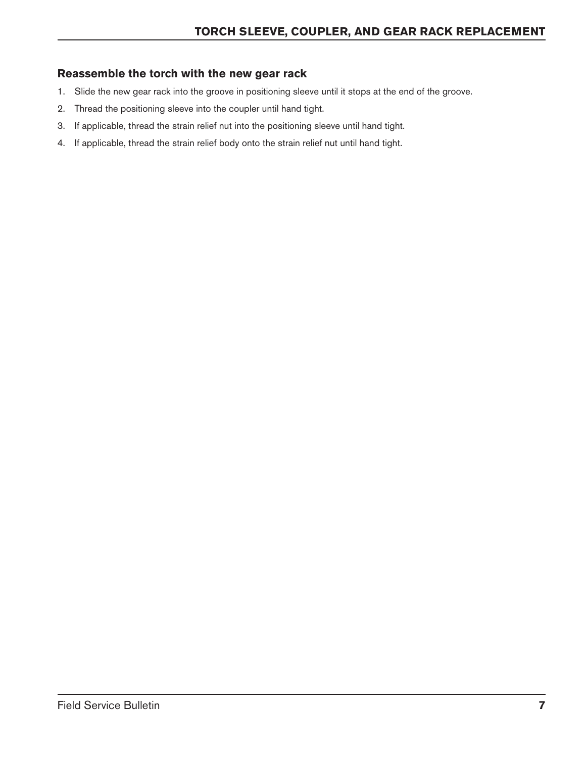### Reassemble the torch with the new gear rack

1. Slide the new gear rack into the groove in positioning sleeve until it stops at the end of the groove.
2. Thread the positioning sleeve into the coupler until hand tight.
3. If applicable, thread the strain relief nut into the positioning sleeve until hand tight.
4. If applicable, thread the strain relief body onto the strain relief nut until hand tight.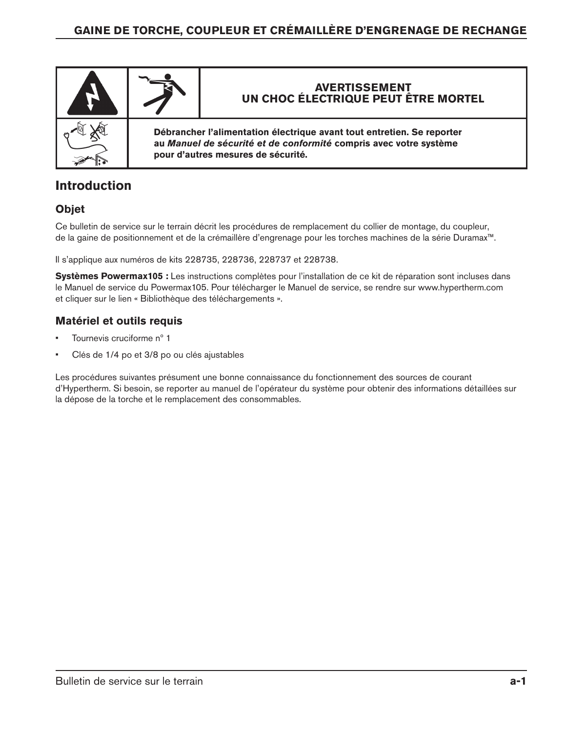**AVERTISSEMENT**
**UN CHOC ÉLECTRIQUE PEUT ÊTRE MORTEL**

**Débrancher l'alimentation électrique avant tout entretien. Se reporter au *Manuel de sécurité et de conformité* compris avec votre système pour d'autres mesures de sécurité.**

## Introduction

### Objet

Ce bulletin de service sur le terrain décrit les procédures de remplacement du collier de montage, du coupleur, de la gaine de positionnement et de la crémaillère d'engrenage pour les torches machines de la série Duramax™.

Il s'applique aux numéros de kits 228735, 228736, 228737 et 228738.

**Systèmes Powermax105 :** Les instructions complètes pour l'installation de ce kit de réparation sont incluses dans le Manuel de service du Powermax105. Pour télécharger le Manuel de service, se rendre sur www.hypertherm.com et cliquer sur le lien « Bibliothèque des téléchargements ».

### Matériel et outils requis

- Tournevis cruciforme n° 1
- Clés de 1/4 po et 3/8 po ou clés ajustables

Les procédures suivantes présument une bonne connaissance du fonctionnement des sources de courant d'Hypertherm. Si besoin, se reporter au manuel de l'opérateur du système pour obtenir des informations détaillées sur la dépose de la torche et le remplacement des consommables.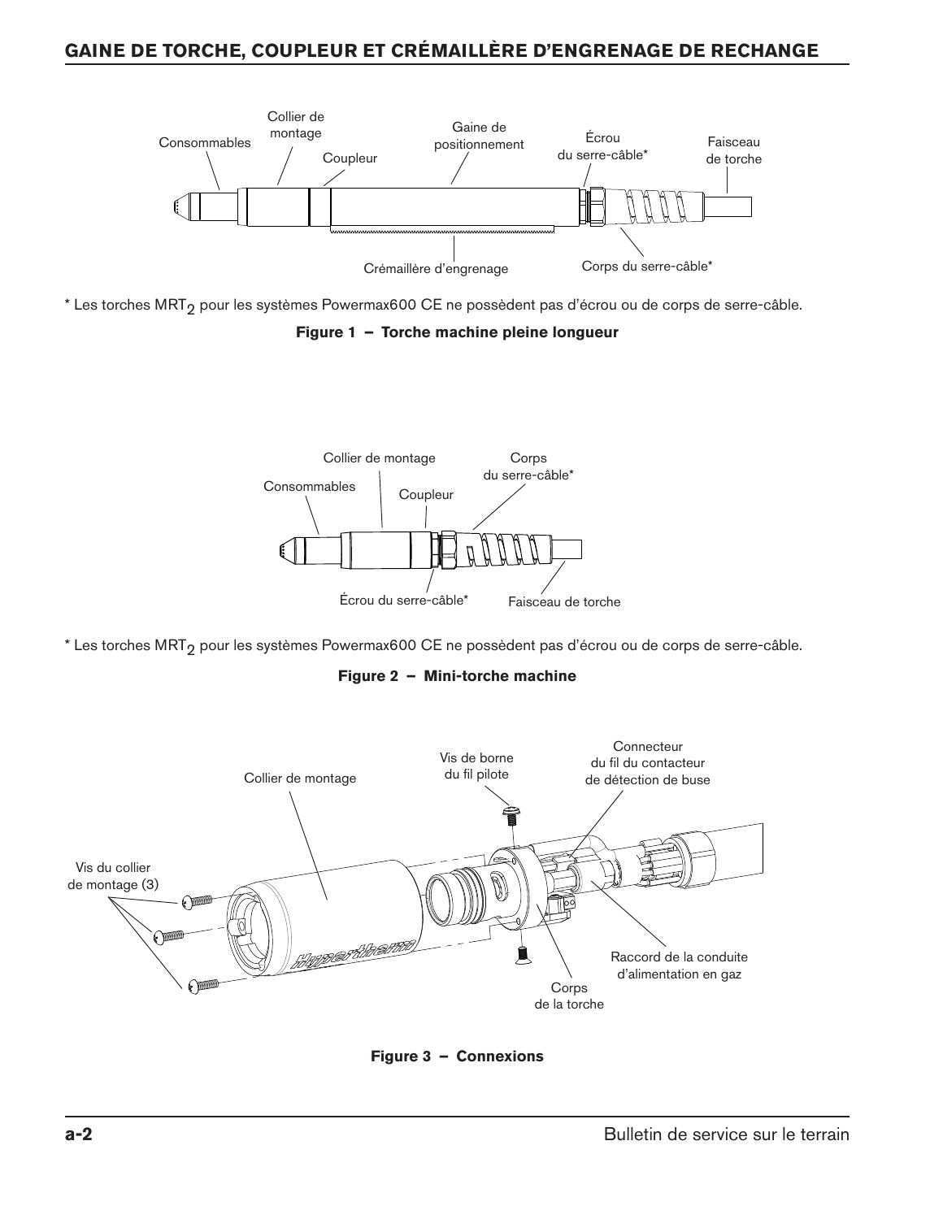## GAINE DE TORCHE, COUPLEUR ET CRÉMAILLÈRE D'ENGRENAGE DE RECHANGE

Consommables
Collier de montage
Coupleur
Gaine de positionnement
Écrou du serre-câble*
Faisceau de torche
Crémaillère d'engrenage
Corps du serre-câble*

* Les torches $MRT_2$ pour les systèmes Powermax600 CE ne possèdent pas d'écrou ou de corps de serre-câble.

**Figure 1 – Torche machine pleine longueur**

Collier de montage
Corps du serre-câble*
Consommables
Coupleur
Écrou du serre-câble*
Faisceau de torche

* Les torches $MRT_2$ pour les systèmes Powermax600 CE ne possèdent pas d'écrou ou de corps de serre-câble.

**Figure 2 – Mini-torche machine**

Vis de borne du fil pilote
Connecteur du fil du contacteur de détection de buse
Collier de montage
Vis du collier de montage (3)
Raccord de la conduite d'alimentation en gaz
Corps de la torche

**Figure 3 – Connexions**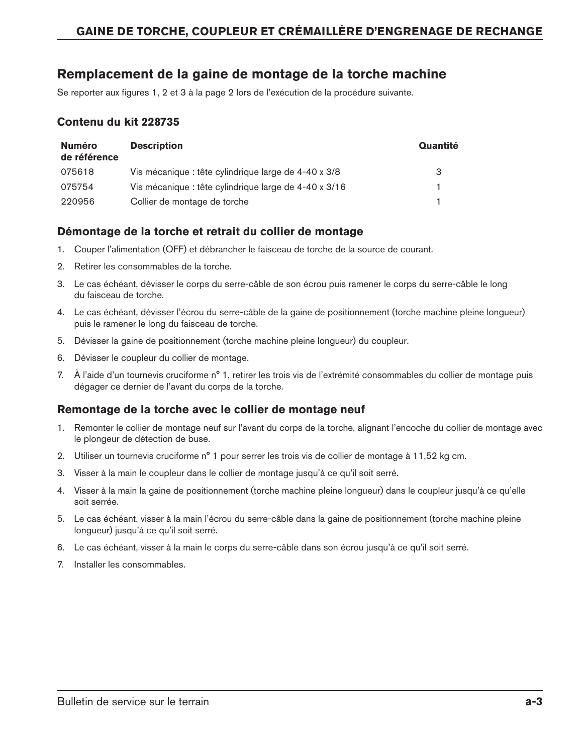## Remplacement de la gaine de montage de la torche machine

Se reporter aux figures 1, 2 et 3 à la page 2 lors de l'exécution de la procédure suivante.

### Contenu du kit 228735

| Numéro de référence | Description | Quantité |
|---|---|---|
| 075618 | Vis mécanique : tête cylindrique large de 4-40 x 3/8 | 3 |
| 075754 | Vis mécanique : tête cylindrique large de 4-40 x 3/16 | 1 |
| 220956 | Collier de montage de torche | 1 |

### Démontage de la torche et retrait du collier de montage

1. Couper l'alimentation (OFF) et débrancher le faisceau de torche de la source de courant.
2. Retirer les consommables de la torche.
3. Le cas échéant, dévisser le corps du serre-câble de son écrou puis ramener le corps du serre-câble le long du faisceau de torche.
4. Le cas échéant, dévisser l'écrou du serre-câble de la gaine de positionnement (torche machine pleine longueur) puis le ramener le long du faisceau de torche.
5. Dévisser la gaine de positionnement (torche machine pleine longueur) du coupleur.
6. Dévisser le coupleur du collier de montage.
7. À l'aide d'un tournevis cruciforme n° 1, retirer les trois vis de l'extrémité consommables du collier de montage puis dégager ce dernier de l'avant du corps de la torche.

### Remontage de la torche avec le collier de montage neuf

1. Remonter le collier de montage neuf sur l'avant du corps de la torche, alignant l'encoche du collier de montage avec le plongeur de détection de buse.
2. Utiliser un tournevis cruciforme n° 1 pour serrer les trois vis de collier de montage à 11,52 kg cm.
3. Visser à la main le coupleur dans le collier de montage jusqu'à ce qu'il soit serré.
4. Visser à la main la gaine de positionnement (torche machine pleine longueur) dans le coupleur jusqu'à ce qu'elle soit serrée.
5. Le cas échéant, visser à la main l'écrou du serre-câble dans la gaine de positionnement (torche machine pleine longueur) jusqu'à ce qu'il soit serré.
6. Le cas échéant, visser à la main le corps du serre-câble dans son écrou jusqu'à ce qu'il soit serré.
7. Installer les consommables.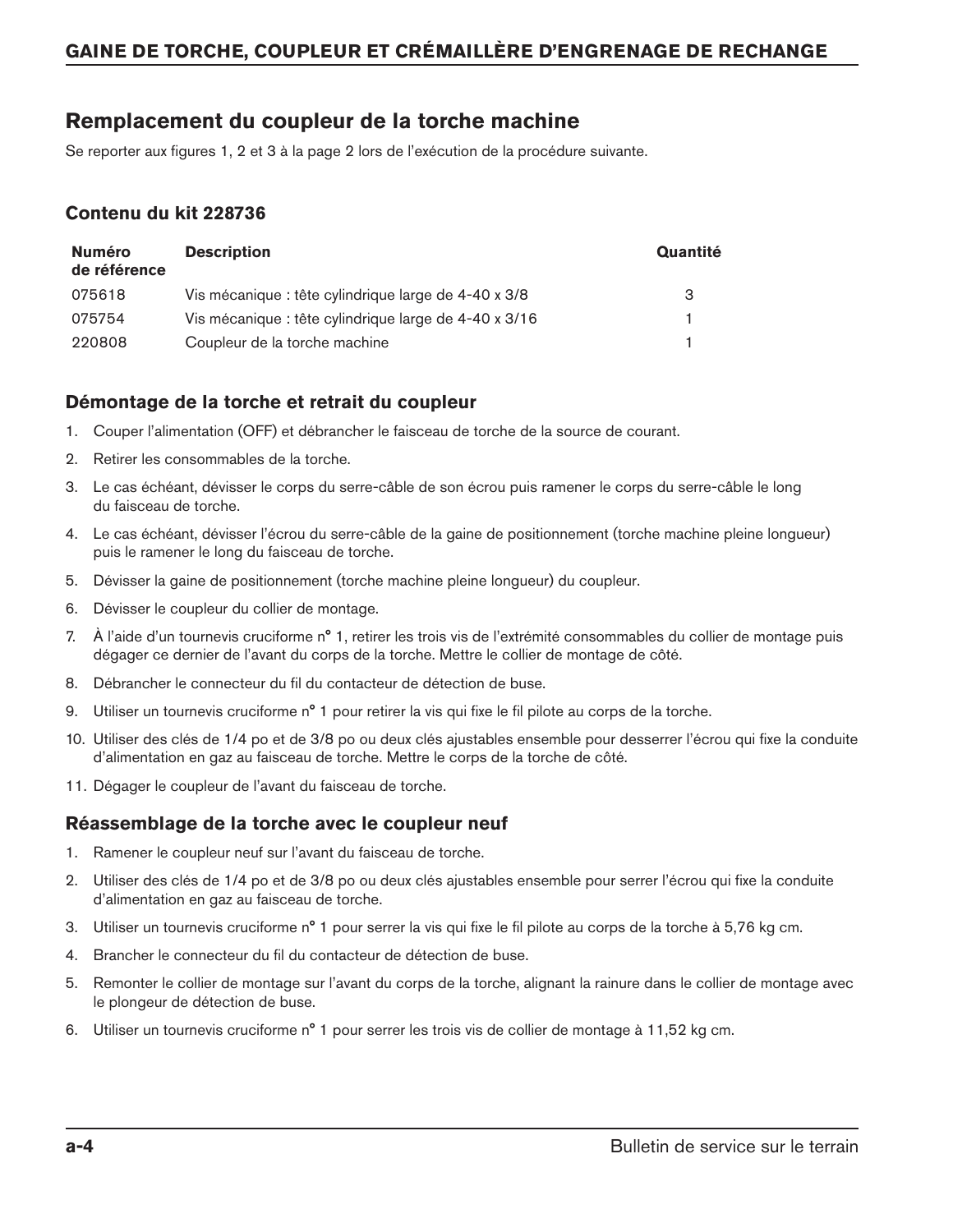## Remplacement du coupleur de la torche machine

Se reporter aux figures 1, 2 et 3 à la page 2 lors de l'exécution de la procédure suivante.

### Contenu du kit 228736

| Numéro de référence | Description | Quantité |
|---|---|---|
| 075618 | Vis mécanique : tête cylindrique large de 4-40 x 3/8 | 3 |
| 075754 | Vis mécanique : tête cylindrique large de 4-40 x 3/16 | 1 |
| 220808 | Coupleur de la torche machine | 1 |

### Démontage de la torche et retrait du coupleur

1. Couper l'alimentation (OFF) et débrancher le faisceau de torche de la source de courant.
2. Retirer les consommables de la torche.
3. Le cas échéant, dévisser le corps du serre-câble de son écrou puis ramener le corps du serre-câble le long du faisceau de torche.
4. Le cas échéant, dévisser l'écrou du serre-câble de la gaine de positionnement (torche machine pleine longueur) puis le ramener le long du faisceau de torche.
5. Dévisser la gaine de positionnement (torche machine pleine longueur) du coupleur.
6. Dévisser le coupleur du collier de montage.
7. À l'aide d'un tournevis cruciforme n° 1, retirer les trois vis de l'extrémité consommables du collier de montage puis dégager ce dernier de l'avant du corps de la torche. Mettre le collier de montage de côté.
8. Débrancher le connecteur du fil du contacteur de détection de buse.
9. Utiliser un tournevis cruciforme n° 1 pour retirer la vis qui fixe le fil pilote au corps de la torche.
10. Utiliser des clés de 1/4 po et de 3/8 po ou deux clés ajustables ensemble pour desserrer l'écrou qui fixe la conduite d'alimentation en gaz au faisceau de torche. Mettre le corps de la torche de côté.
11. Dégager le coupleur de l'avant du faisceau de torche.

### Réassemblage de la torche avec le coupleur neuf

1. Ramener le coupleur neuf sur l'avant du faisceau de torche.
2. Utiliser des clés de 1/4 po et de 3/8 po ou deux clés ajustables ensemble pour serrer l'écrou qui fixe la conduite d'alimentation en gaz au faisceau de torche.
3. Utiliser un tournevis cruciforme n° 1 pour serrer la vis qui fixe le fil pilote au corps de la torche à 5,76 kg cm.
4. Brancher le connecteur du fil du contacteur de détection de buse.
5. Remonter le collier de montage sur l'avant du corps de la torche, alignant la rainure dans le collier de montage avec le plongeur de détection de buse.
6. Utiliser un tournevis cruciforme n° 1 pour serrer les trois vis de collier de montage à 11,52 kg cm.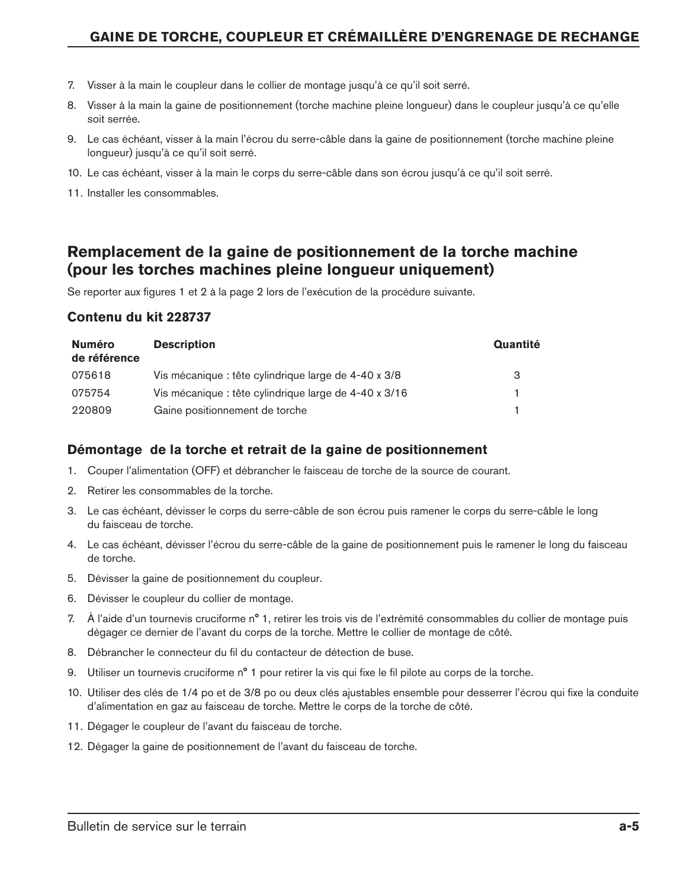7. Visser à la main le coupleur dans le collier de montage jusqu'à ce qu'il soit serré.
8. Visser à la main la gaine de positionnement (torche machine pleine longueur) dans le coupleur jusqu'à ce qu'elle soit serrée.
9. Le cas échéant, visser à la main l'écrou du serre-câble dans la gaine de positionnement (torche machine pleine longueur) jusqu'à ce qu'il soit serré.
10. Le cas échéant, visser à la main le corps du serre-câble dans son écrou jusqu'à ce qu'il soit serré.
11. Installer les consommables.

## Remplacement de la gaine de positionnement de la torche machine (pour les torches machines pleine longueur uniquement)

Se reporter aux figures 1 et 2 à la page 2 lors de l'exécution de la procédure suivante.

### Contenu du kit 228737

| Numéro de référence | Description | Quantité |
|---|---|---|
| 075618 | Vis mécanique : tête cylindrique large de 4-40 x 3/8 | 3 |
| 075754 | Vis mécanique : tête cylindrique large de 4-40 x 3/16 | 1 |
| 220809 | Gaine positionnement de torche | 1 |

### Démontage  de la torche et retrait de la gaine de positionnement

1. Couper l'alimentation (OFF) et débrancher le faisceau de torche de la source de courant.
2. Retirer les consommables de la torche.
3. Le cas échéant, dévisser le corps du serre-câble de son écrou puis ramener le corps du serre-câble le long du faisceau de torche.
4. Le cas échéant, dévisser l'écrou du serre-câble de la gaine de positionnement puis le ramener le long du faisceau de torche.
5. Dévisser la gaine de positionnement du coupleur.
6. Dévisser le coupleur du collier de montage.
7. À l'aide d'un tournevis cruciforme n° 1, retirer les trois vis de l'extrémité consommables du collier de montage puis dégager ce dernier de l'avant du corps de la torche. Mettre le collier de montage de côté.
8. Débrancher le connecteur du fil du contacteur de détection de buse.
9. Utiliser un tournevis cruciforme n° 1 pour retirer la vis qui fixe le fil pilote au corps de la torche.
10. Utiliser des clés de 1/4 po et de 3/8 po ou deux clés ajustables ensemble pour desserrer l'écrou qui fixe la conduite d'alimentation en gaz au faisceau de torche. Mettre le corps de la torche de côté.
11. Dégager le coupleur de l'avant du faisceau de torche.
12. Dégager la gaine de positionnement de l'avant du faisceau de torche.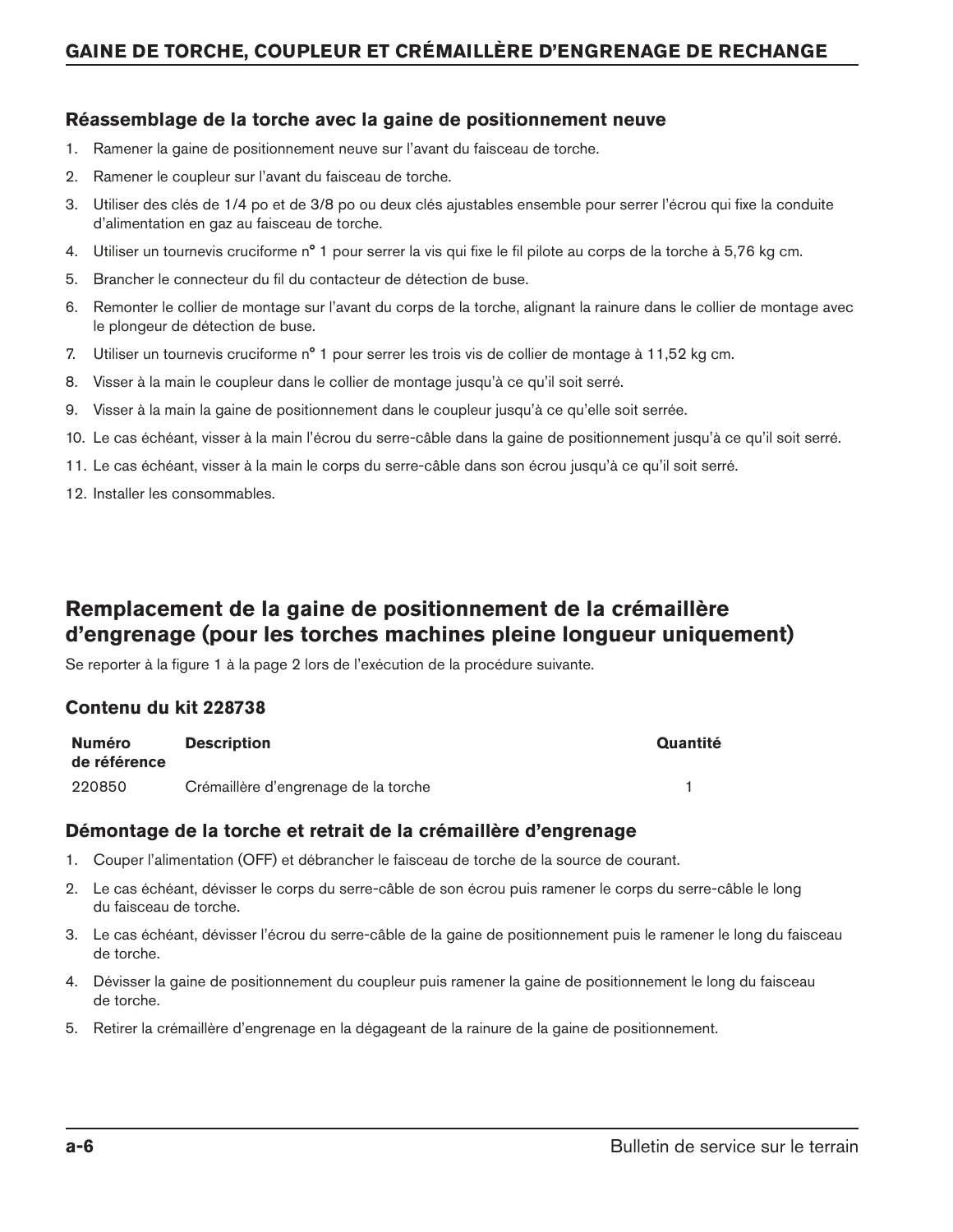### Réassemblage de la torche avec la gaine de positionnement neuve

1. Ramener la gaine de positionnement neuve sur l'avant du faisceau de torche.
2. Ramener le coupleur sur l'avant du faisceau de torche.
3. Utiliser des clés de 1/4 po et de 3/8 po ou deux clés ajustables ensemble pour serrer l'écrou qui fixe la conduite d'alimentation en gaz au faisceau de torche.
4. Utiliser un tournevis cruciforme n° 1 pour serrer la vis qui fixe le fil pilote au corps de la torche à 5,76 kg cm.
5. Brancher le connecteur du fil du contacteur de détection de buse.
6. Remonter le collier de montage sur l'avant du corps de la torche, alignant la rainure dans le collier de montage avec le plongeur de détection de buse.
7. Utiliser un tournevis cruciforme n° 1 pour serrer les trois vis de collier de montage à 11,52 kg cm.
8. Visser à la main le coupleur dans le collier de montage jusqu'à ce qu'il soit serré.
9. Visser à la main la gaine de positionnement dans le coupleur jusqu'à ce qu'elle soit serrée.
10. Le cas échéant, visser à la main l'écrou du serre-câble dans la gaine de positionnement jusqu'à ce qu'il soit serré.
11. Le cas échéant, visser à la main le corps du serre-câble dans son écrou jusqu'à ce qu'il soit serré.
12. Installer les consommables.

## Remplacement de la gaine de positionnement de la crémaillère d'engrenage (pour les torches machines pleine longueur uniquement)

Se reporter à la figure 1 à la page 2 lors de l'exécution de la procédure suivante.

### Contenu du kit 228738

| Numéro de référence | Description | Quantité |
|---|---|---|
| 220850 | Crémaillère d'engrenage de la torche | 1 |

### Démontage de la torche et retrait de la crémaillère d'engrenage

1. Couper l'alimentation (OFF) et débrancher le faisceau de torche de la source de courant.
2. Le cas échéant, dévisser le corps du serre-câble de son écrou puis ramener le corps du serre-câble le long du faisceau de torche.
3. Le cas échéant, dévisser l'écrou du serre-câble de la gaine de positionnement puis le ramener le long du faisceau de torche.
4. Dévisser la gaine de positionnement du coupleur puis ramener la gaine de positionnement le long du faisceau de torche.
5. Retirer la crémaillère d'engrenage en la dégageant de la rainure de la gaine de positionnement.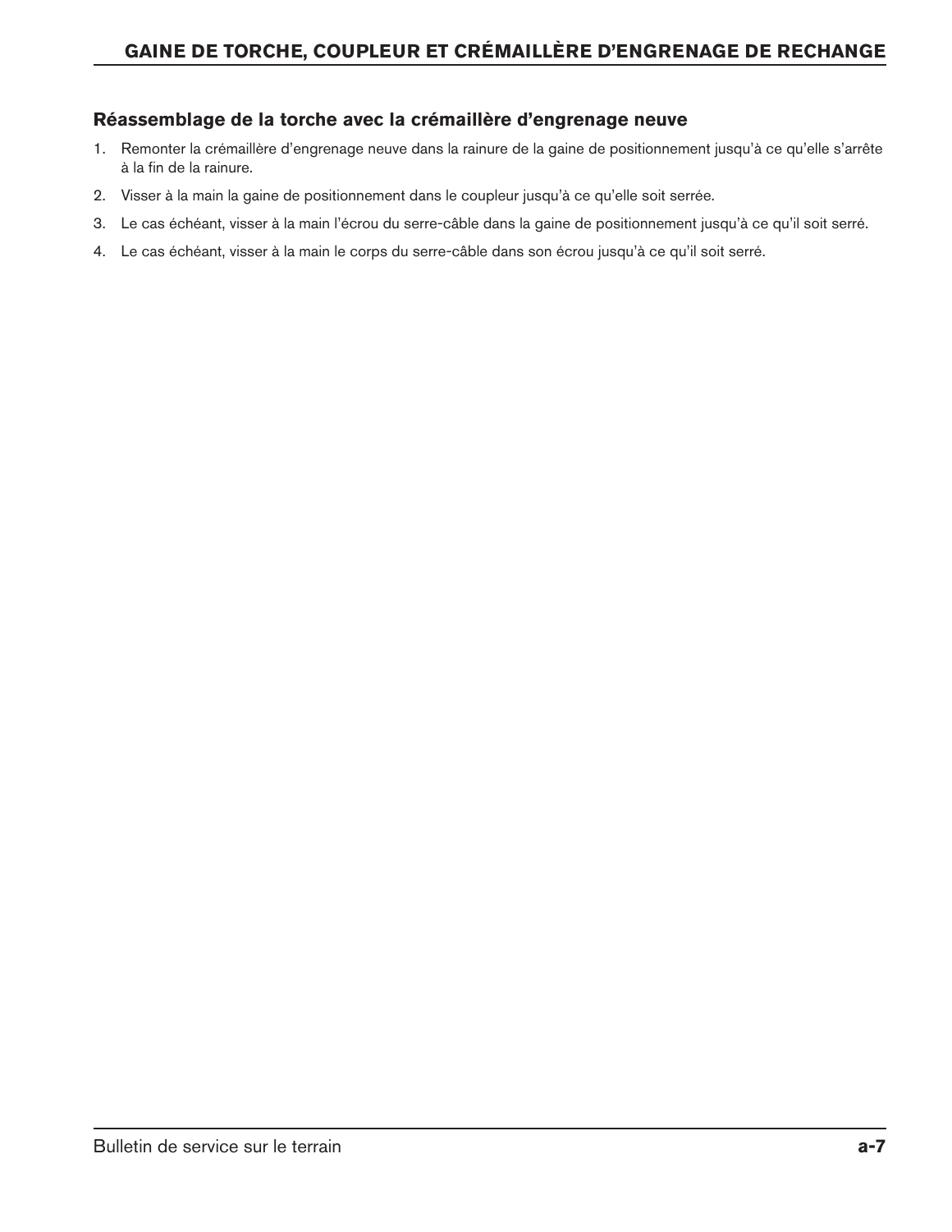## Réassemblage de la torche avec la crémaillère d'engrenage neuve

1. Remonter la crémaillère d'engrenage neuve dans la rainure de la gaine de positionnement jusqu'à ce qu'elle s'arrête à la fin de la rainure.
2. Visser à la main la gaine de positionnement dans le coupleur jusqu'à ce qu'elle soit serrée.
3. Le cas échéant, visser à la main l'écrou du serre-câble dans la gaine de positionnement jusqu'à ce qu'il soit serré.
4. Le cas échéant, visser à la main le corps du serre-câble dans son écrou jusqu'à ce qu'il soit serré.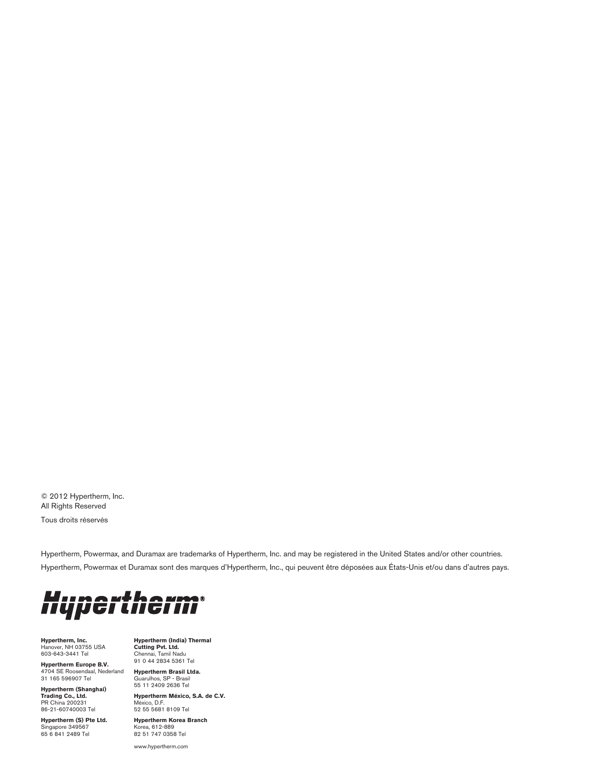© 2012 Hypertherm, Inc.
All Rights Reserved

Tous droits réservés

Hypertherm, Powermax, and Duramax are trademarks of Hypertherm, Inc. and may be registered in the United States and/or other countries.

Hypertherm, Powermax et Duramax sont des marques d'Hypertherm, Inc., qui peuvent être déposées aux États-Unis et/ou dans d'autres pays.

Hypertherm®

**Hypertherm, Inc.**
Hanover, NH 03755 USA
603-643-3441 Tel

**Hypertherm Europe B.V.**
4704 SE Roosendaal, Nederland
31 165 596907 Tel

**Hypertherm (Shanghai) Trading Co., Ltd.**
PR China 200231
86-21-60740003 Tel

**Hypertherm (S) Pte Ltd.**
Singapore 349567
65 6 841 2489 Tel

**Hypertherm (India) Thermal Cutting Pvt. Ltd.**
Chennai, Tamil Nadu
91 0 44 2834 5361 Tel

**Hypertherm Brasil Ltda.**
Guarulhos, SP - Brasil
55 11 2409 2636 Tel

**Hypertherm México, S.A. de C.V.**
México, D.F.
52 55 5681 8109 Tel

**Hypertherm Korea Branch**
Korea, 612-889
82 51 747 0358 Tel

www.hypertherm.com